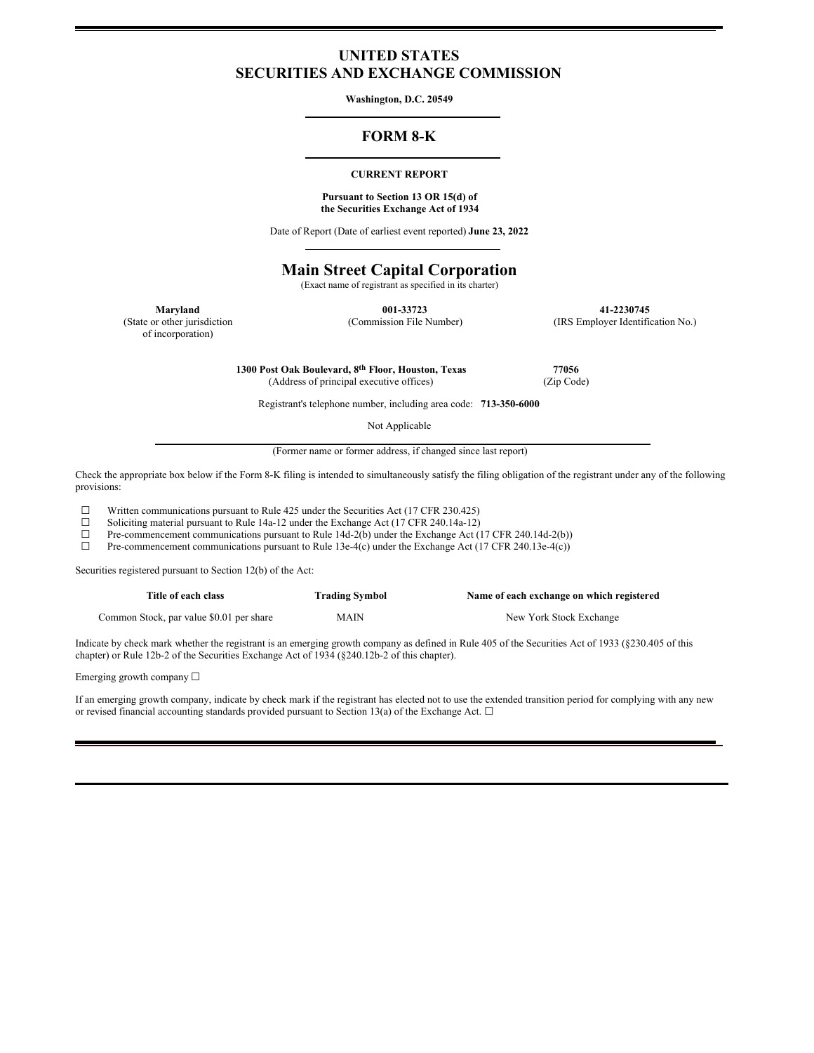# UNITED STATES
# SECURITIES AND EXCHANGE COMMISSION

**Washington, D.C. 20549**

## FORM 8-K

**CURRENT REPORT**

**Pursuant to Section 13 OR 15(d) of**
**the Securities Exchange Act of 1934**

Date of Report (Date of earliest event reported) **June 23, 2022**

# Main Street Capital Corporation

(Exact name of registrant as specified in its charter)

| **Maryland** | **001-33723** | **41-2230745** |
|---|---|---|
| (State or other jurisdiction of incorporation) | (Commission File Number) | (IRS Employer Identification No.) |

**1300 Post Oak Boulevard, 8th Floor, Houston, Texas** **77056**
(Address of principal executive offices) (Zip Code)

Registrant's telephone number, including area code: **713-350-6000**

Not Applicable

(Former name or former address, if changed since last report)

Check the appropriate box below if the Form 8-K filing is intended to simultaneously satisfy the filing obligation of the registrant under any of the following provisions:

☐ Written communications pursuant to Rule 425 under the Securities Act (17 CFR 230.425)
☐ Soliciting material pursuant to Rule 14a-12 under the Exchange Act (17 CFR 240.14a-12)
☐ Pre-commencement communications pursuant to Rule 14d-2(b) under the Exchange Act (17 CFR 240.14d-2(b))
☐ Pre-commencement communications pursuant to Rule 13e-4(c) under the Exchange Act (17 CFR 240.13e-4(c))

Securities registered pursuant to Section 12(b) of the Act:

| **Title of each class** | **Trading Symbol** | **Name of each exchange on which registered** |
|---|---|---|
| Common Stock, par value $0.01 per share | MAIN | New York Stock Exchange |

Indicate by check mark whether the registrant is an emerging growth company as defined in Rule 405 of the Securities Act of 1933 (§230.405 of this chapter) or Rule 12b-2 of the Securities Exchange Act of 1934 (§240.12b-2 of this chapter).

Emerging growth company ☐

If an emerging growth company, indicate by check mark if the registrant has elected not to use the extended transition period for complying with any new or revised financial accounting standards provided pursuant to Section 13(a) of the Exchange Act. ☐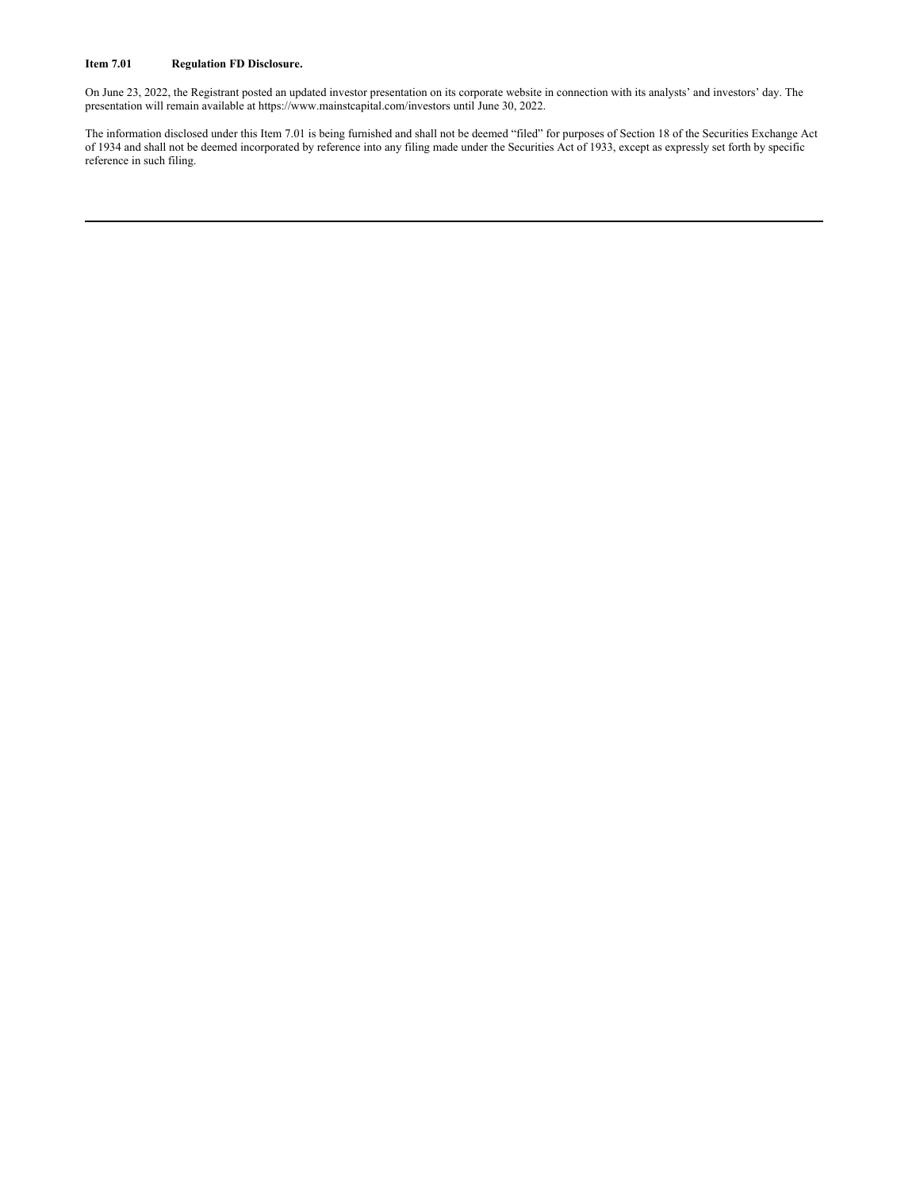**Item 7.01 Regulation FD Disclosure.**

On June 23, 2022, the Registrant posted an updated investor presentation on its corporate website in connection with its analysts' and investors' day. The presentation will remain available at https://www.mainstcapital.com/investors until June 30, 2022.

The information disclosed under this Item 7.01 is being furnished and shall not be deemed "filed" for purposes of Section 18 of the Securities Exchange Act of 1934 and shall not be deemed incorporated by reference into any filing made under the Securities Act of 1933, except as expressly set forth by specific reference in such filing.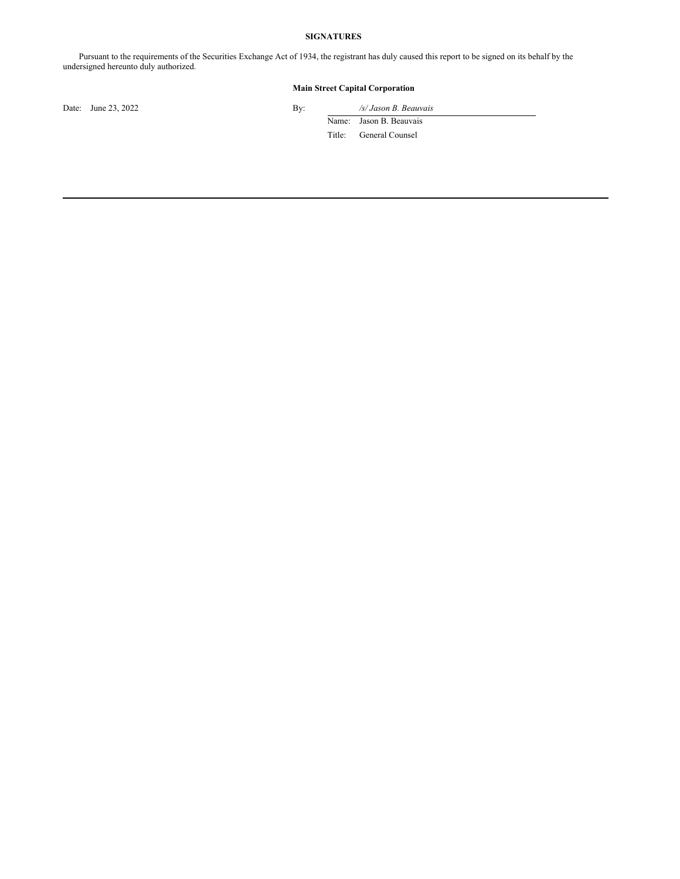**SIGNATURES**

Pursuant to the requirements of the Securities Exchange Act of 1934, the registrant has duly caused this report to be signed on its behalf by the undersigned hereunto duly authorized.

**Main Street Capital Corporation**

| | | |
|---|---|---|
| Date: June 23, 2022 | By: | */s/ Jason B. Beauvais* |
| | Name: | Jason B. Beauvais |
| | Title: | General Counsel |